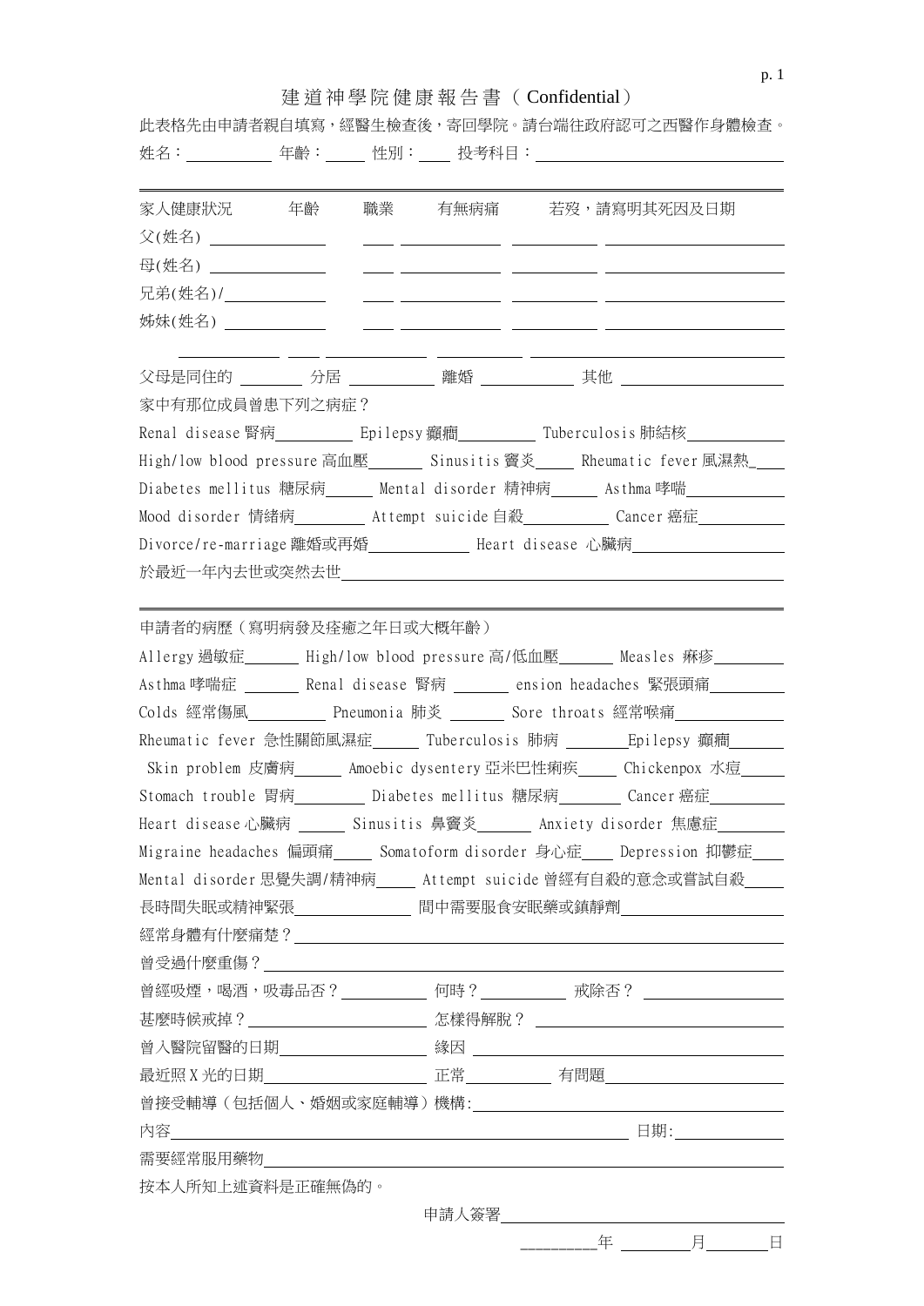# 建道神學院健康報告書（Confidential）

此表格先由申請者親自填寫，經醫生檢查後，寄回學院。請台端往政府認可之西醫作身體檢查。

姓名：__________ 年齡：_____ 性別：____ 投考科目：______________________________

---

| 家人健康狀況 | 年齡 | 職業 | 有無病痛 | 若歿，請寫明其死因及日期 |
|---|---|---|---|---|
| 父(姓名) ______________ | | | | |
| 母(姓名) ______________ | | | | |
| 兄弟(姓名)/____________ | | | | |
| 姊妹(姓名) ____________ | | | | |
| | | | | |

父母是同住的 ________ 分居 __________ 離婚 ___________ 其他 ____________________

家中有那位成員曾患下列之病症？

Renal disease 腎病__________ Epilepsy 癲癇__________ Tuberculosis 肺結核____________

High/low blood pressure 高血壓_______ Sinusitis 竇炎_____ Rheumatic fever 風濕熱____

Diabetes mellitus 糖尿病______ Mental disorder 精神病______ Asthma 哮喘____________

Mood disorder 情緒病_________ Attempt suicide 自殺__________ Cancer 癌症___________

Divorce/re-marriage 離婚或再婚____________ Heart disease 心臟病__________________

於最近一年內去世或突然去世_____________________________________________________

---

申請者的病歷（寫明病發及痊癒之年日或大概年齡）

Allergy 過敏症_______ High/low blood pressure 高/低血壓_______ Measles 痲疹_________

Asthma 哮喘症 _______ Renal disease 腎病 _______ ension headaches 緊張頭痛__________

Colds 經常傷風__________ Pneumonia 肺炎 _______ Sore throats 經常喉痛______________

Rheumatic fever 急性關節風濕症______ Tuberculosis 肺病 ________Epilepsy 癲癇_______

Skin problem 皮膚病______ Amoebic dysentery 亞米巴性痢疾_____ Chickenpox 水痘______

Stomach trouble 胃病_________ Diabetes mellitus 糖尿病________ Cancer 癌症_________

Heart disease 心臟病 ______ Sinusitis 鼻竇炎_______ Anxiety disorder 焦慮症_________

Migraine headaches 偏頭痛_____ Somatoform disorder 身心症____ Depression 抑鬱症____

Mental disorder 思覺失調/精神病_____ Attempt suicide 曾經有自殺的意念或嘗試自殺_____

長時間失眠或精神緊張_______________ 間中需要服食安眠藥或鎮靜劑____________________

經常身體有什麼痛楚？____________________________________________________________

曾受過什麼重傷？________________________________________________________________

曾經吸煙，喝酒，吸毒品否？__________ 何時？__________ 戒除否？ _________________

甚麼時候戒掉？______________________ 怎樣得解脫？ _______________________________

曾入醫院留醫的日期____________________ 緣因 ______________________________________

最近照 X 光的日期_____________________ 正常__________ 有問題______________________

曾接受輔導（包括個人、婚姻或家庭輔導）機構:__________________________________

內容_____________________________________________________________ 日期:_____________

需要經常服用藥物________________________________________________________________

按本人所知上述資料是正確無偽的。

申請人簽署________________________________

_________年 _________月________日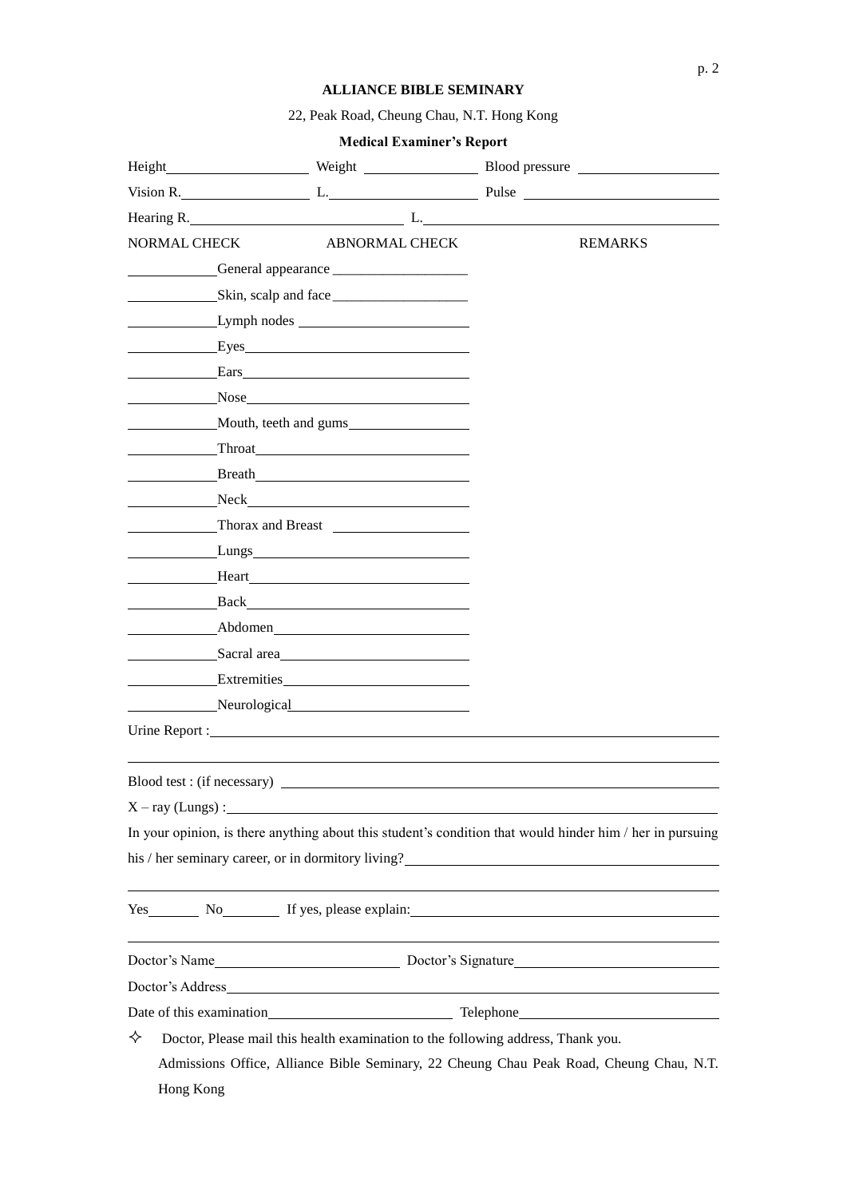**ALLIANCE BIBLE SEMINARY**

22, Peak Road, Cheung Chau, N.T. Hong Kong

**Medical Examiner's Report**

Height\_\_\_\_\_\_\_\_\_\_\_\_\_\_\_\_ Weight \_\_\_\_\_\_\_\_\_\_\_\_\_\_ Blood pressure \_\_\_\_\_\_\_\_\_\_\_\_\_\_\_\_

Vision R.\_\_\_\_\_\_\_\_\_\_\_\_\_\_\_\_ L.\_\_\_\_\_\_\_\_\_\_\_\_\_\_\_\_ Pulse \_\_\_\_\_\_\_\_\_\_\_\_\_\_\_\_\_\_\_\_\_\_

Hearing R.\_\_\_\_\_\_\_\_\_\_\_\_\_\_\_\_\_\_\_\_\_\_ L.\_\_\_\_\_\_\_\_\_\_\_\_\_\_\_\_\_\_\_\_\_\_\_\_\_\_\_\_\_\_\_\_

| NORMAL CHECK | ABNORMAL CHECK | REMARKS |
|---|---|---|
| | General appearance | |
| | Skin, scalp and face | |
| | Lymph nodes | |
| | Eyes | |
| | Ears | |
| | Nose | |
| | Mouth, teeth and gums | |
| | Throat | |
| | Breath | |
| | Neck | |
| | Thorax and Breast | |
| | Lungs | |
| | Heart | |
| | Back | |
| | Abdomen | |
| | Sacral area | |
| | Extremities | |
| | Neurological | |

Urine Report :\_\_\_\_\_\_\_\_\_\_\_\_\_\_\_\_\_\_\_\_\_\_\_\_\_\_\_\_\_\_\_\_\_\_\_\_\_\_\_\_\_\_\_\_\_\_\_\_

\_\_\_\_\_\_\_\_\_\_\_\_\_\_\_\_\_\_\_\_\_\_\_\_\_\_\_\_\_\_\_\_\_\_\_\_\_\_\_\_\_\_\_\_\_\_\_\_\_\_\_\_\_\_\_\_\_\_\_\_

Blood test : (if necessary) \_\_\_\_\_\_\_\_\_\_\_\_\_\_\_\_\_\_\_\_\_\_\_\_\_\_\_\_\_\_\_\_\_\_\_\_\_\_\_\_

X – ray (Lungs) :\_\_\_\_\_\_\_\_\_\_\_\_\_\_\_\_\_\_\_\_\_\_\_\_\_\_\_\_\_\_\_\_\_\_\_\_\_\_\_\_\_\_\_\_\_\_

In your opinion, is there anything about this student's condition that would hinder him / her in pursuing his / her seminary career, or in dormitory living?\_\_\_\_\_\_\_\_\_\_\_\_\_\_\_\_\_\_\_\_\_\_\_\_\_\_\_\_

\_\_\_\_\_\_\_\_\_\_\_\_\_\_\_\_\_\_\_\_\_\_\_\_\_\_\_\_\_\_\_\_\_\_\_\_\_\_\_\_\_\_\_\_\_\_\_\_\_\_\_\_\_\_\_\_\_\_\_\_

Yes\_\_\_\_\_\_\_ No\_\_\_\_\_\_\_ If yes, please explain:\_\_\_\_\_\_\_\_\_\_\_\_\_\_\_\_\_\_\_\_\_\_\_\_\_\_\_\_\_\_\_\_\_\_

\_\_\_\_\_\_\_\_\_\_\_\_\_\_\_\_\_\_\_\_\_\_\_\_\_\_\_\_\_\_\_\_\_\_\_\_\_\_\_\_\_\_\_\_\_\_\_\_\_\_\_\_\_\_\_\_\_\_\_\_

Doctor's Name\_\_\_\_\_\_\_\_\_\_\_\_\_\_\_\_\_\_\_\_\_\_ Doctor's Signature\_\_\_\_\_\_\_\_\_\_\_\_\_\_\_\_\_\_\_\_\_\_

Doctor's Address\_\_\_\_\_\_\_\_\_\_\_\_\_\_\_\_\_\_\_\_\_\_\_\_\_\_\_\_\_\_\_\_\_\_\_\_\_\_\_\_\_\_\_\_\_\_\_\_\_\_

Date of this examination\_\_\_\_\_\_\_\_\_\_\_\_\_\_\_\_\_\_\_\_\_\_ Telephone\_\_\_\_\_\_\_\_\_\_\_\_\_\_\_\_\_\_\_\_\_\_

✧ Doctor, Please mail this health examination to the following address, Thank you.
Admissions Office, Alliance Bible Seminary, 22 Cheung Chau Peak Road, Cheung Chau, N.T. Hong Kong